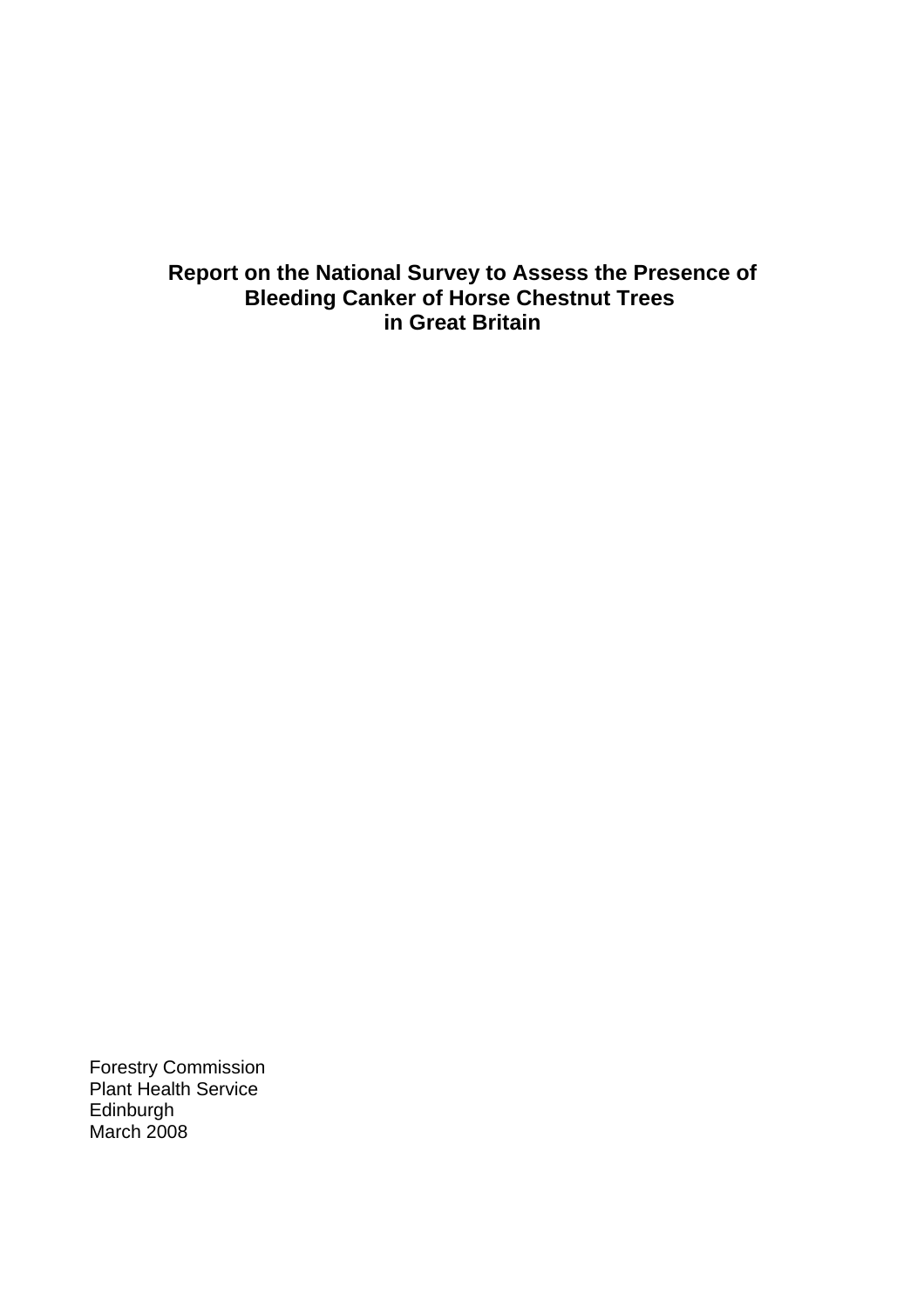# Report on the National Survey to Assess the Presence of Bleeding Canker of Horse Chestnut Trees in Great Britain

Forestry Commission
Plant Health Service
Edinburgh
March 2008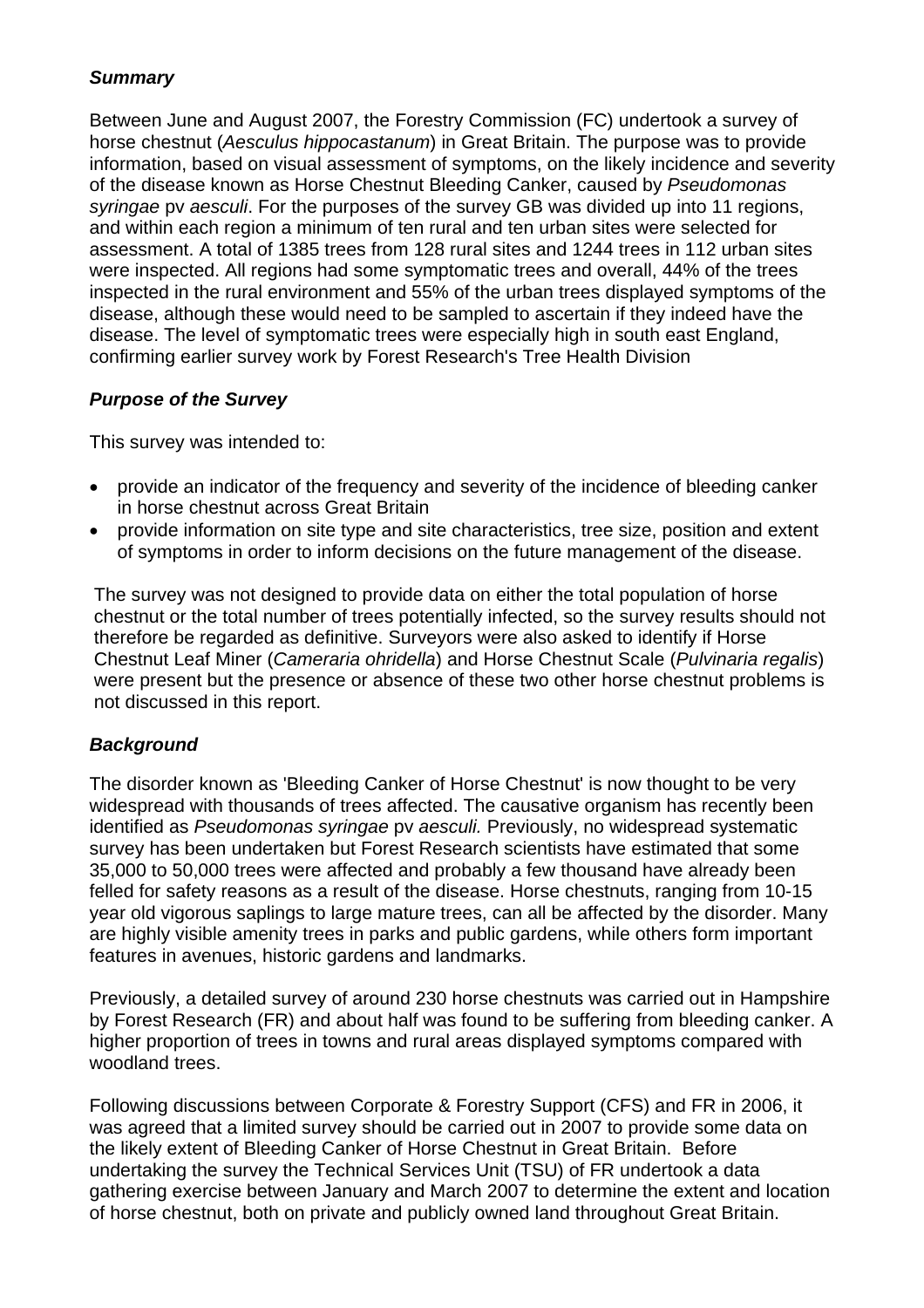### *Summary*

Between June and August 2007, the Forestry Commission (FC) undertook a survey of horse chestnut (*Aesculus hippocastanum*) in Great Britain. The purpose was to provide information, based on visual assessment of symptoms, on the likely incidence and severity of the disease known as Horse Chestnut Bleeding Canker, caused by *Pseudomonas syringae* pv *aesculi*. For the purposes of the survey GB was divided up into 11 regions, and within each region a minimum of ten rural and ten urban sites were selected for assessment. A total of 1385 trees from 128 rural sites and 1244 trees in 112 urban sites were inspected. All regions had some symptomatic trees and overall, 44% of the trees inspected in the rural environment and 55% of the urban trees displayed symptoms of the disease, although these would need to be sampled to ascertain if they indeed have the disease. The level of symptomatic trees were especially high in south east England, confirming earlier survey work by Forest Research's Tree Health Division

### *Purpose of the Survey*

This survey was intended to:

- provide an indicator of the frequency and severity of the incidence of bleeding canker in horse chestnut across Great Britain
- provide information on site type and site characteristics, tree size, position and extent of symptoms in order to inform decisions on the future management of the disease.

The survey was not designed to provide data on either the total population of horse chestnut or the total number of trees potentially infected, so the survey results should not therefore be regarded as definitive. Surveyors were also asked to identify if Horse Chestnut Leaf Miner (*Cameraria ohridella*) and Horse Chestnut Scale (*Pulvinaria regalis*) were present but the presence or absence of these two other horse chestnut problems is not discussed in this report.

### *Background*

The disorder known as 'Bleeding Canker of Horse Chestnut' is now thought to be very widespread with thousands of trees affected. The causative organism has recently been identified as *Pseudomonas syringae* pv *aesculi.* Previously, no widespread systematic survey has been undertaken but Forest Research scientists have estimated that some 35,000 to 50,000 trees were affected and probably a few thousand have already been felled for safety reasons as a result of the disease. Horse chestnuts, ranging from 10-15 year old vigorous saplings to large mature trees, can all be affected by the disorder. Many are highly visible amenity trees in parks and public gardens, while others form important features in avenues, historic gardens and landmarks.

Previously, a detailed survey of around 230 horse chestnuts was carried out in Hampshire by Forest Research (FR) and about half was found to be suffering from bleeding canker. A higher proportion of trees in towns and rural areas displayed symptoms compared with woodland trees.

Following discussions between Corporate & Forestry Support (CFS) and FR in 2006, it was agreed that a limited survey should be carried out in 2007 to provide some data on the likely extent of Bleeding Canker of Horse Chestnut in Great Britain. Before undertaking the survey the Technical Services Unit (TSU) of FR undertook a data gathering exercise between January and March 2007 to determine the extent and location of horse chestnut, both on private and publicly owned land throughout Great Britain.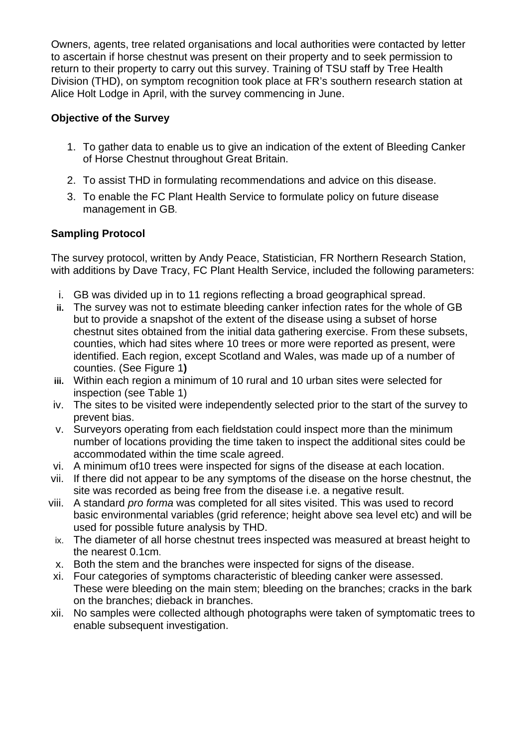Owners, agents, tree related organisations and local authorities were contacted by letter to ascertain if horse chestnut was present on their property and to seek permission to return to their property to carry out this survey. Training of TSU staff by Tree Health Division (THD), on symptom recognition took place at FR's southern research station at Alice Holt Lodge in April, with the survey commencing in June.

**Objective of the Survey**

1. To gather data to enable us to give an indication of the extent of Bleeding Canker of Horse Chestnut throughout Great Britain.
2. To assist THD in formulating recommendations and advice on this disease.
3. To enable the FC Plant Health Service to formulate policy on future disease management in GB.

**Sampling Protocol**

The survey protocol, written by Andy Peace, Statistician, FR Northern Research Station, with additions by Dave Tracy, FC Plant Health Service, included the following parameters:

i. GB was divided up in to 11 regions reflecting a broad geographical spread.
ii. The survey was not to estimate bleeding canker infection rates for the whole of GB but to provide a snapshot of the extent of the disease using a subset of horse chestnut sites obtained from the initial data gathering exercise. From these subsets, counties, which had sites where 10 trees or more were reported as present, were identified. Each region, except Scotland and Wales, was made up of a number of counties. (See Figure 1**)**
iii. Within each region a minimum of 10 rural and 10 urban sites were selected for inspection (see Table 1)
iv. The sites to be visited were independently selected prior to the start of the survey to prevent bias.
v. Surveyors operating from each fieldstation could inspect more than the minimum number of locations providing the time taken to inspect the additional sites could be accommodated within the time scale agreed.
vi. A minimum of10 trees were inspected for signs of the disease at each location.
vii. If there did not appear to be any symptoms of the disease on the horse chestnut, the site was recorded as being free from the disease i.e. a negative result.
viii. A standard *pro forma* was completed for all sites visited. This was used to record basic environmental variables (grid reference; height above sea level etc) and will be used for possible future analysis by THD.
ix. The diameter of all horse chestnut trees inspected was measured at breast height to the nearest 0.1cm.
x. Both the stem and the branches were inspected for signs of the disease.
xi. Four categories of symptoms characteristic of bleeding canker were assessed. These were bleeding on the main stem; bleeding on the branches; cracks in the bark on the branches; dieback in branches.
xii. No samples were collected although photographs were taken of symptomatic trees to enable subsequent investigation.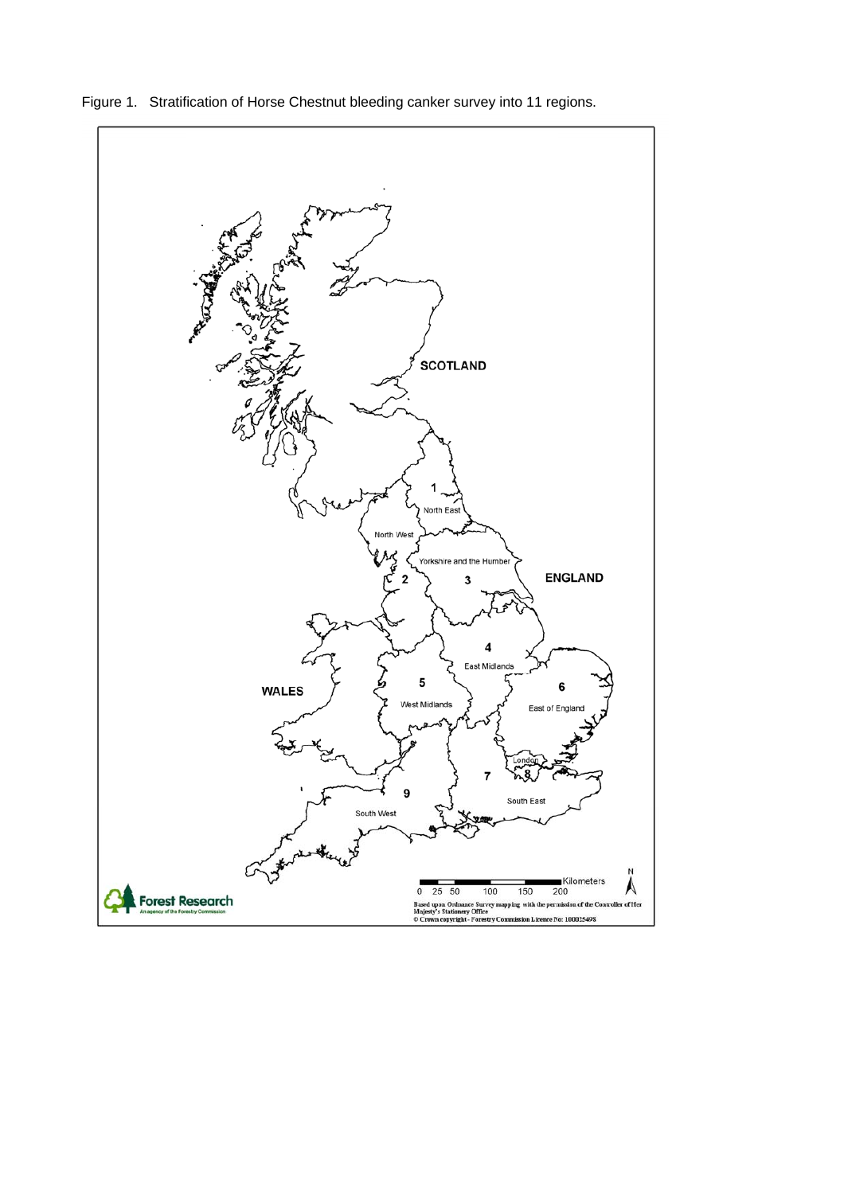Figure 1. Stratification of Horse Chestnut bleeding canker survey into 11 regions.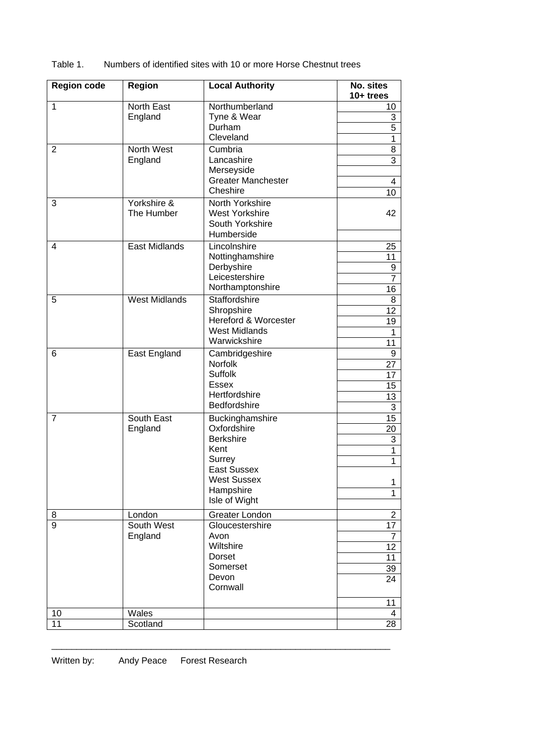Table 1. Numbers of identified sites with 10 or more Horse Chestnut trees

| Region code | Region | Local Authority | No. sites 10+ trees |
|---|---|---|---|
| 1 | North East England | Northumberland | 10 |
| | | Tyne & Wear | 3 |
| | | Durham | 5 |
| | | Cleveland | 1 |
| 2 | North West England | Cumbria | 8 |
| | | Lancashire | 3 |
| | | Merseyside | |
| | | Greater Manchester | 4 |
| | | Cheshire | 10 |
| 3 | Yorkshire & The Humber | North Yorkshire, West Yorkshire, South Yorkshire | 42 |
| | | Humberside | |
| 4 | East Midlands | Lincolnshire | 25 |
| | | Nottinghamshire | 11 |
| | | Derbyshire | 9 |
| | | Leicestershire | 7 |
| | | Northamptonshire | 16 |
| 5 | West Midlands | Staffordshire | 8 |
| | | Shropshire | 12 |
| | | Hereford & Worcester | 19 |
| | | West Midlands | 1 |
| | | Warwickshire | 11 |
| 6 | East England | Cambridgeshire | 9 |
| | | Norfolk | 27 |
| | | Suffolk | 17 |
| | | Essex | 15 |
| | | Hertfordshire | 13 |
| | | Bedfordshire | 3 |
| 7 | South East England | Buckinghamshire | 15 |
| | | Oxfordshire | 20 |
| | | Berkshire | 3 |
| | | Kent | 1 |
| | | Surrey | 1 |
| | | East Sussex | |
| | | West Sussex | 1 |
| | | Hampshire | 1 |
| | | Isle of Wight | |
| 8 | London | Greater London | 2 |
| 9 | South West England | Gloucestershire | 17 |
| | | Avon | 7 |
| | | Wiltshire | 12 |
| | | Dorset | 11 |
| | | Somerset | 39 |
| | | Devon | 24 |
| | | Cornwall | 11 |
| 10 | Wales | | 4 |
| 11 | Scotland | | 28 |

---

Written by: Andy Peace Forest Research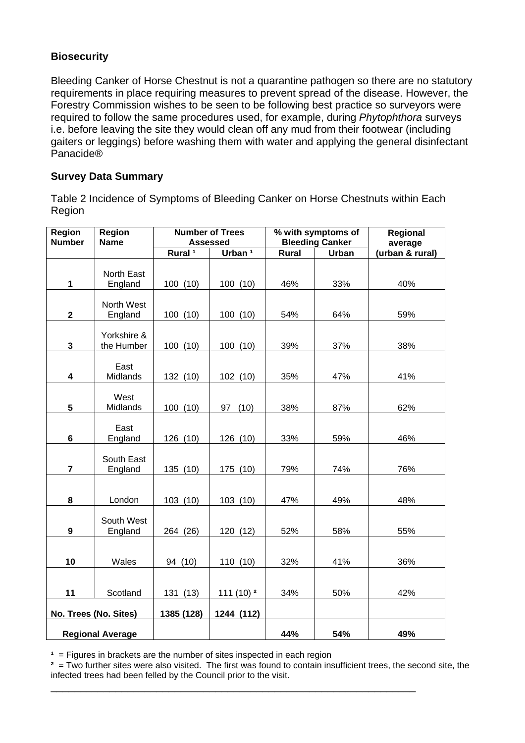### Biosecurity

Bleeding Canker of Horse Chestnut is not a quarantine pathogen so there are no statutory requirements in place requiring measures to prevent spread of the disease. However, the Forestry Commission wishes to be seen to be following best practice so surveyors were required to follow the same procedures used, for example, during *Phytophthora* surveys i.e. before leaving the site they would clean off any mud from their footwear (including gaiters or leggings) before washing them with water and applying the general disinfectant Panacide®

### Survey Data Summary

Table 2 Incidence of Symptoms of Bleeding Canker on Horse Chestnuts within Each Region

| Region Number | Region Name | Number of Trees Assessed | | % with symptoms of Bleeding Canker | | Regional average |
|---|---|---|---|---|---|---|
| | | Rural [1] | Urban [1] | Rural | Urban | (urban & rural) |
| 1 | North East England | 100 (10) | 100 (10) | 46% | 33% | 40% |
| 2 | North West England | 100 (10) | 100 (10) | 54% | 64% | 59% |
| 3 | Yorkshire & the Humber | 100 (10) | 100 (10) | 39% | 37% | 38% |
| 4 | East Midlands | 132 (10) | 102 (10) | 35% | 47% | 41% |
| 5 | West Midlands | 100 (10) | 97 (10) | 38% | 87% | 62% |
| 6 | East England | 126 (10) | 126 (10) | 33% | 59% | 46% |
| 7 | South East England | 135 (10) | 175 (10) | 79% | 74% | 76% |
| 8 | London | 103 (10) | 103 (10) | 47% | 49% | 48% |
| 9 | South West England | 264 (26) | 120 (12) | 52% | 58% | 55% |
| 10 | Wales | 94 (10) | 110 (10) | 32% | 41% | 36% |
| 11 | Scotland | 131 (13) | 111 (10) [2] | 34% | 50% | 42% |
| **No. Trees (No. Sites)** | | **1385 (128)** | **1244 (112)** | | | |
| **Regional Average** | | | | **44%** | **54%** | **49%** |

[1] = Figures in brackets are the number of sites inspected in each region
[2] = Two further sites were also visited. The first was found to contain insufficient trees, the second site, the infected trees had been felled by the Council prior to the visit.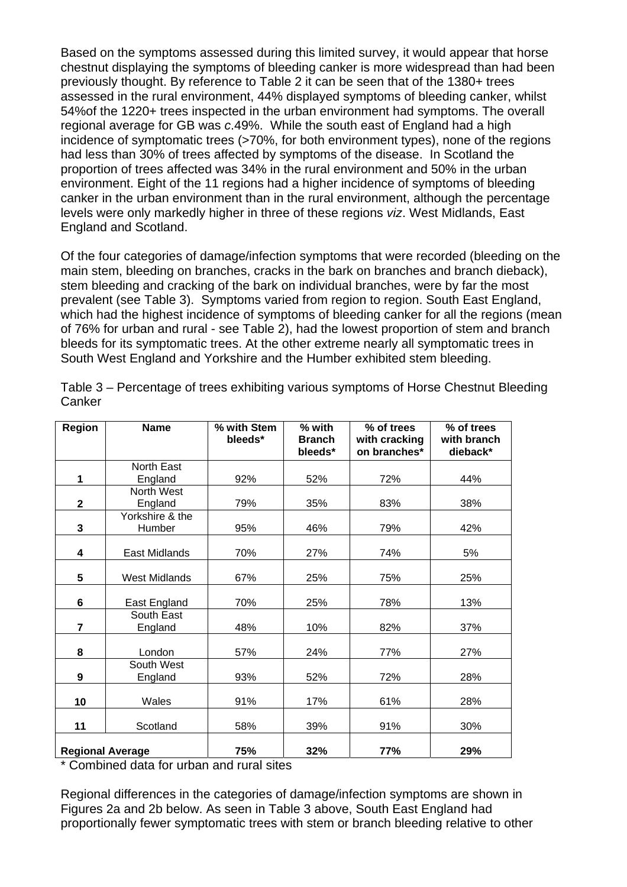Based on the symptoms assessed during this limited survey, it would appear that horse chestnut displaying the symptoms of bleeding canker is more widespread than had been previously thought. By reference to Table 2 it can be seen that of the 1380+ trees assessed in the rural environment, 44% displayed symptoms of bleeding canker, whilst 54%of the 1220+ trees inspected in the urban environment had symptoms. The overall regional average for GB was *c*.49%. While the south east of England had a high incidence of symptomatic trees (>70%, for both environment types), none of the regions had less than 30% of trees affected by symptoms of the disease. In Scotland the proportion of trees affected was 34% in the rural environment and 50% in the urban environment. Eight of the 11 regions had a higher incidence of symptoms of bleeding canker in the urban environment than in the rural environment, although the percentage levels were only markedly higher in three of these regions *viz*. West Midlands, East England and Scotland.

Of the four categories of damage/infection symptoms that were recorded (bleeding on the main stem, bleeding on branches, cracks in the bark on branches and branch dieback), stem bleeding and cracking of the bark on individual branches, were by far the most prevalent (see Table 3). Symptoms varied from region to region. South East England, which had the highest incidence of symptoms of bleeding canker for all the regions (mean of 76% for urban and rural - see Table 2), had the lowest proportion of stem and branch bleeds for its symptomatic trees. At the other extreme nearly all symptomatic trees in South West England and Yorkshire and the Humber exhibited stem bleeding.

Table 3 – Percentage of trees exhibiting various symptoms of Horse Chestnut Bleeding Canker

| Region | Name | % with Stem bleeds* | % with Branch bleeds* | % of trees with cracking on branches* | % of trees with branch dieback* |
|---|---|---|---|---|---|
| 1 | North East England | 92% | 52% | 72% | 44% |
| 2 | North West England | 79% | 35% | 83% | 38% |
| 3 | Yorkshire & the Humber | 95% | 46% | 79% | 42% |
| 4 | East Midlands | 70% | 27% | 74% | 5% |
| 5 | West Midlands | 67% | 25% | 75% | 25% |
| 6 | East England | 70% | 25% | 78% | 13% |
| 7 | South East England | 48% | 10% | 82% | 37% |
| 8 | London | 57% | 24% | 77% | 27% |
| 9 | South West England | 93% | 52% | 72% | 28% |
| 10 | Wales | 91% | 17% | 61% | 28% |
| 11 | Scotland | 58% | 39% | 91% | 30% |
| **Regional Average** | | **75%** | **32%** | **77%** | **29%** |

* Combined data for urban and rural sites

Regional differences in the categories of damage/infection symptoms are shown in Figures 2a and 2b below. As seen in Table 3 above, South East England had proportionally fewer symptomatic trees with stem or branch bleeding relative to other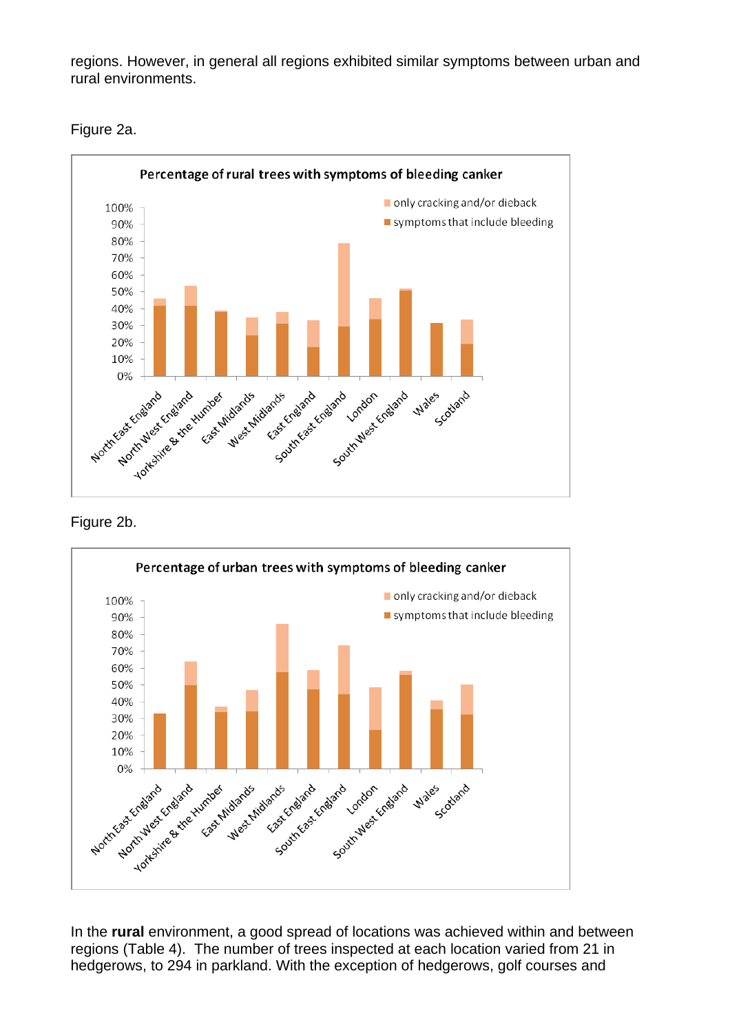regions. However, in general all regions exhibited similar symptoms between urban and rural environments.

Figure 2a.

Percentage of rural trees with symptoms of bleeding canker

Figure 2b.

Percentage of urban trees with symptoms of bleeding canker

In the **rural** environment, a good spread of locations was achieved within and between regions (Table 4). The number of trees inspected at each location varied from 21 in hedgerows, to 294 in parkland. With the exception of hedgerows, golf courses and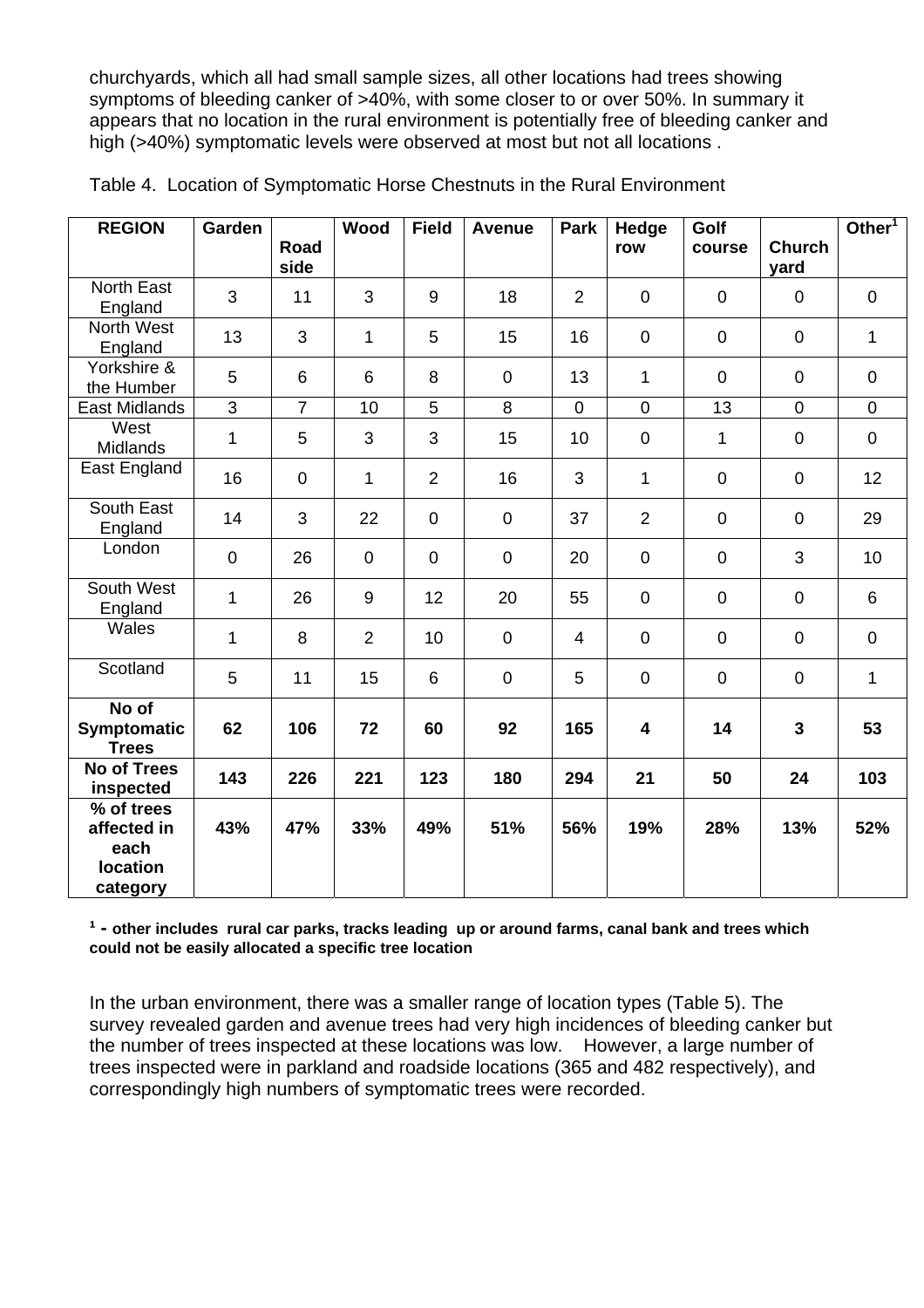churchyards, which all had small sample sizes, all other locations had trees showing symptoms of bleeding canker of >40%, with some closer to or over 50%. In summary it appears that no location in the rural environment is potentially free of bleeding canker and high (>40%) symptomatic levels were observed at most but not all locations .

Table 4. Location of Symptomatic Horse Chestnuts in the Rural Environment

| REGION | Garden | Road side | Wood | Field | Avenue | Park | Hedge row | Golf course | Church yard | Other[1] |
|---|---|---|---|---|---|---|---|---|---|---|
| North East England | 3 | 11 | 3 | 9 | 18 | 2 | 0 | 0 | 0 | 0 |
| North West England | 13 | 3 | 1 | 5 | 15 | 16 | 0 | 0 | 0 | 1 |
| Yorkshire & the Humber | 5 | 6 | 6 | 8 | 0 | 13 | 1 | 0 | 0 | 0 |
| East Midlands | 3 | 7 | 10 | 5 | 8 | 0 | 0 | 13 | 0 | 0 |
| West Midlands | 1 | 5 | 3 | 3 | 15 | 10 | 0 | 1 | 0 | 0 |
| East England | 16 | 0 | 1 | 2 | 16 | 3 | 1 | 0 | 0 | 12 |
| South East England | 14 | 3 | 22 | 0 | 0 | 37 | 2 | 0 | 0 | 29 |
| London | 0 | 26 | 0 | 0 | 0 | 20 | 0 | 0 | 3 | 10 |
| South West England | 1 | 26 | 9 | 12 | 20 | 55 | 0 | 0 | 0 | 6 |
| Wales | 1 | 8 | 2 | 10 | 0 | 4 | 0 | 0 | 0 | 0 |
| Scotland | 5 | 11 | 15 | 6 | 0 | 5 | 0 | 0 | 0 | 1 |
| **No of Symptomatic Trees** | **62** | **106** | **72** | **60** | **92** | **165** | **4** | **14** | **3** | **53** |
| **No of Trees inspected** | **143** | **226** | **221** | **123** | **180** | **294** | **21** | **50** | **24** | **103** |
| **% of trees affected in each location category** | **43%** | **47%** | **33%** | **49%** | **51%** | **56%** | **19%** | **28%** | **13%** | **52%** |

**[1] - other includes rural car parks, tracks leading up or around farms, canal bank and trees which could not be easily allocated a specific tree location**

In the urban environment, there was a smaller range of location types (Table 5). The survey revealed garden and avenue trees had very high incidences of bleeding canker but the number of trees inspected at these locations was low. However, a large number of trees inspected were in parkland and roadside locations (365 and 482 respectively), and correspondingly high numbers of symptomatic trees were recorded.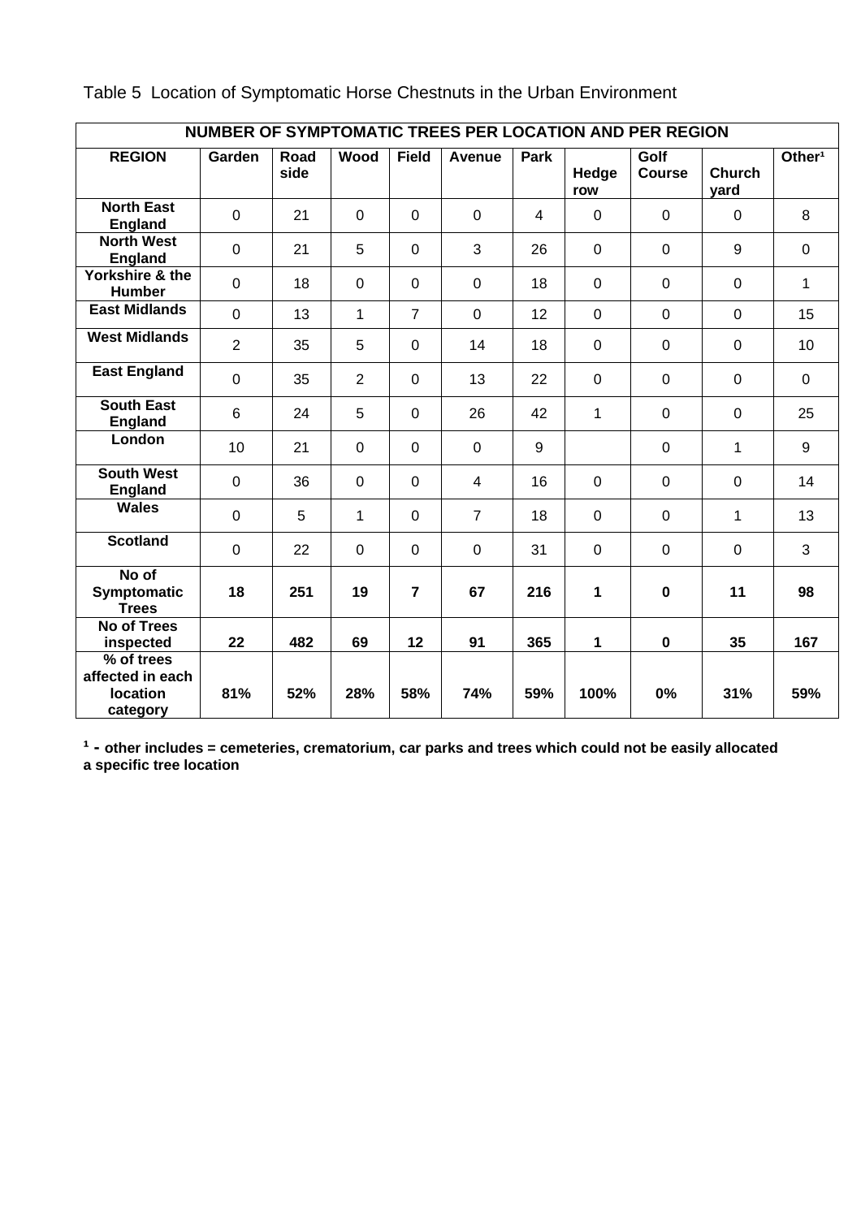Table 5 Location of Symptomatic Horse Chestnuts in the Urban Environment

| NUMBER OF SYMPTOMATIC TREES PER LOCATION AND PER REGION | | | | | | | | | | |
|---|---|---|---|---|---|---|---|---|---|---|
| **REGION** | **Garden** | **Road side** | **Wood** | **Field** | **Avenue** | **Park** | **Hedge row** | **Golf Course** | **Church yard** | **Other[1]** |
| **North East England** | 0 | 21 | 0 | 0 | 0 | 4 | 0 | 0 | 0 | 8 |
| **North West England** | 0 | 21 | 5 | 0 | 3 | 26 | 0 | 0 | 9 | 0 |
| **Yorkshire & the Humber** | 0 | 18 | 0 | 0 | 0 | 18 | 0 | 0 | 0 | 1 |
| **East Midlands** | 0 | 13 | 1 | 7 | 0 | 12 | 0 | 0 | 0 | 15 |
| **West Midlands** | 2 | 35 | 5 | 0 | 14 | 18 | 0 | 0 | 0 | 10 |
| **East England** | 0 | 35 | 2 | 0 | 13 | 22 | 0 | 0 | 0 | 0 |
| **South East England** | 6 | 24 | 5 | 0 | 26 | 42 | 1 | 0 | 0 | 25 |
| **London** | 10 | 21 | 0 | 0 | 0 | 9 | | 0 | 1 | 9 |
| **South West England** | 0 | 36 | 0 | 0 | 4 | 16 | 0 | 0 | 0 | 14 |
| **Wales** | 0 | 5 | 1 | 0 | 7 | 18 | 0 | 0 | 1 | 13 |
| **Scotland** | 0 | 22 | 0 | 0 | 0 | 31 | 0 | 0 | 0 | 3 |
| **No of Symptomatic Trees** | **18** | **251** | **19** | **7** | **67** | **216** | **1** | **0** | **11** | **98** |
| **No of Trees inspected** | **22** | **482** | **69** | **12** | **91** | **365** | **1** | **0** | **35** | **167** |
| **% of trees affected in each location category** | **81%** | **52%** | **28%** | **58%** | **74%** | **59%** | **100%** | **0%** | **31%** | **59%** |

**[1] - other includes = cemeteries, crematorium, car parks and trees which could not be easily allocated a specific tree location**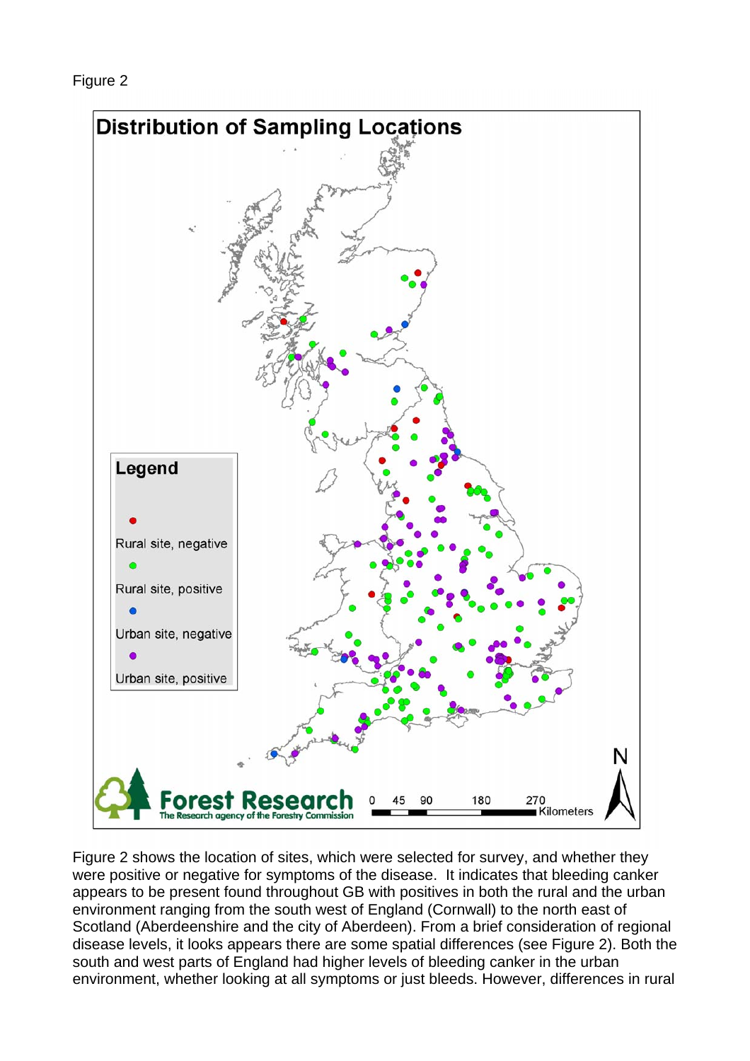Figure 2

Figure 2 shows the location of sites, which were selected for survey, and whether they were positive or negative for symptoms of the disease. It indicates that bleeding canker appears to be present found throughout GB with positives in both the rural and the urban environment ranging from the south west of England (Cornwall) to the north east of Scotland (Aberdeenshire and the city of Aberdeen). From a brief consideration of regional disease levels, it looks appears there are some spatial differences (see Figure 2). Both the south and west parts of England had higher levels of bleeding canker in the urban environment, whether looking at all symptoms or just bleeds. However, differences in rural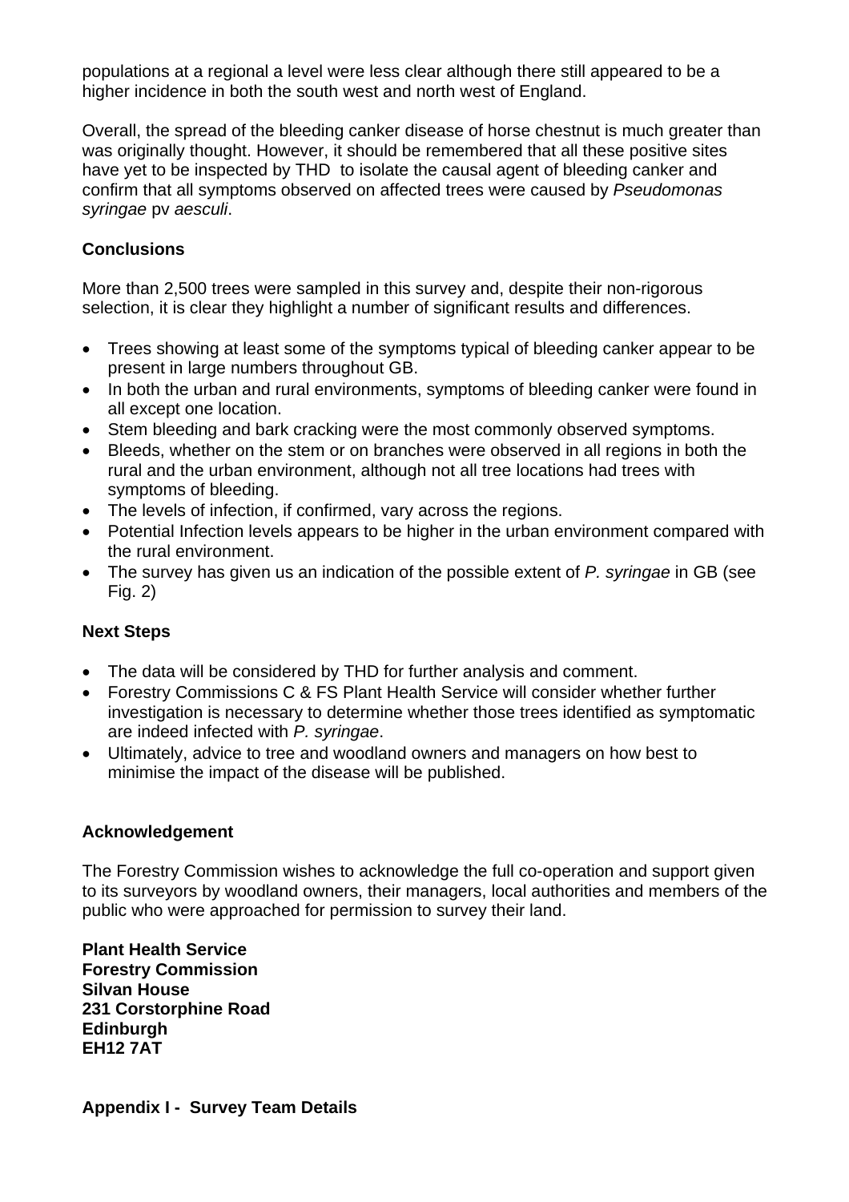populations at a regional a level were less clear although there still appeared to be a higher incidence in both the south west and north west of England.

Overall, the spread of the bleeding canker disease of horse chestnut is much greater than was originally thought. However, it should be remembered that all these positive sites have yet to be inspected by THD to isolate the causal agent of bleeding canker and confirm that all symptoms observed on affected trees were caused by *Pseudomonas syringae* pv *aesculi*.

**Conclusions**

More than 2,500 trees were sampled in this survey and, despite their non-rigorous selection, it is clear they highlight a number of significant results and differences.

- Trees showing at least some of the symptoms typical of bleeding canker appear to be present in large numbers throughout GB.
- In both the urban and rural environments, symptoms of bleeding canker were found in all except one location.
- Stem bleeding and bark cracking were the most commonly observed symptoms.
- Bleeds, whether on the stem or on branches were observed in all regions in both the rural and the urban environment, although not all tree locations had trees with symptoms of bleeding.
- The levels of infection, if confirmed, vary across the regions.
- Potential Infection levels appears to be higher in the urban environment compared with the rural environment.
- The survey has given us an indication of the possible extent of *P. syringae* in GB (see Fig. 2)

**Next Steps**

- The data will be considered by THD for further analysis and comment.
- Forestry Commissions C & FS Plant Health Service will consider whether further investigation is necessary to determine whether those trees identified as symptomatic are indeed infected with *P. syringae*.
- Ultimately, advice to tree and woodland owners and managers on how best to minimise the impact of the disease will be published.

**Acknowledgement**

The Forestry Commission wishes to acknowledge the full co-operation and support given to its surveyors by woodland owners, their managers, local authorities and members of the public who were approached for permission to survey their land.

**Plant Health Service**
**Forestry Commission**
**Silvan House**
**231 Corstorphine Road**
**Edinburgh**
**EH12 7AT**

**Appendix I - Survey Team Details**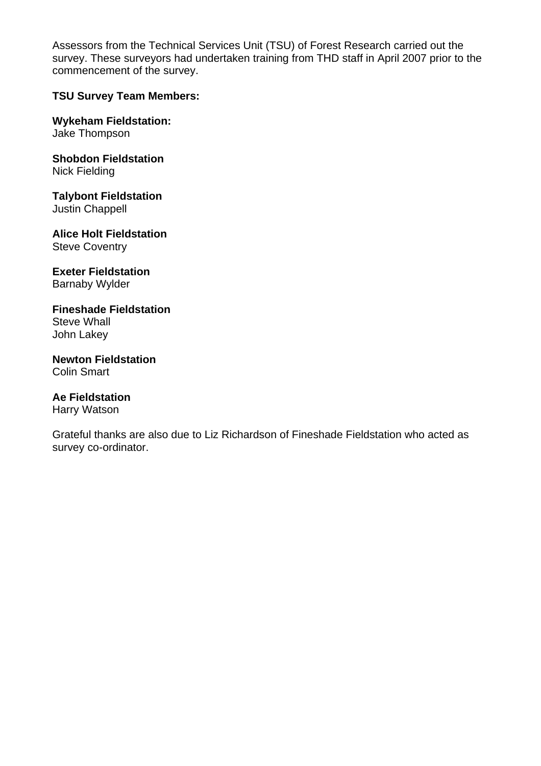Assessors from the Technical Services Unit (TSU) of Forest Research carried out the survey. These surveyors had undertaken training from THD staff in April 2007 prior to the commencement of the survey.

**TSU Survey Team Members:**

**Wykeham Fieldstation:**
Jake Thompson

**Shobdon Fieldstation**
Nick Fielding

**Talybont Fieldstation**
Justin Chappell

**Alice Holt Fieldstation**
Steve Coventry

**Exeter Fieldstation**
Barnaby Wylder

**Fineshade Fieldstation**
Steve Whall
John Lakey

**Newton Fieldstation**
Colin Smart

**Ae Fieldstation**
Harry Watson

Grateful thanks are also due to Liz Richardson of Fineshade Fieldstation who acted as survey co-ordinator.